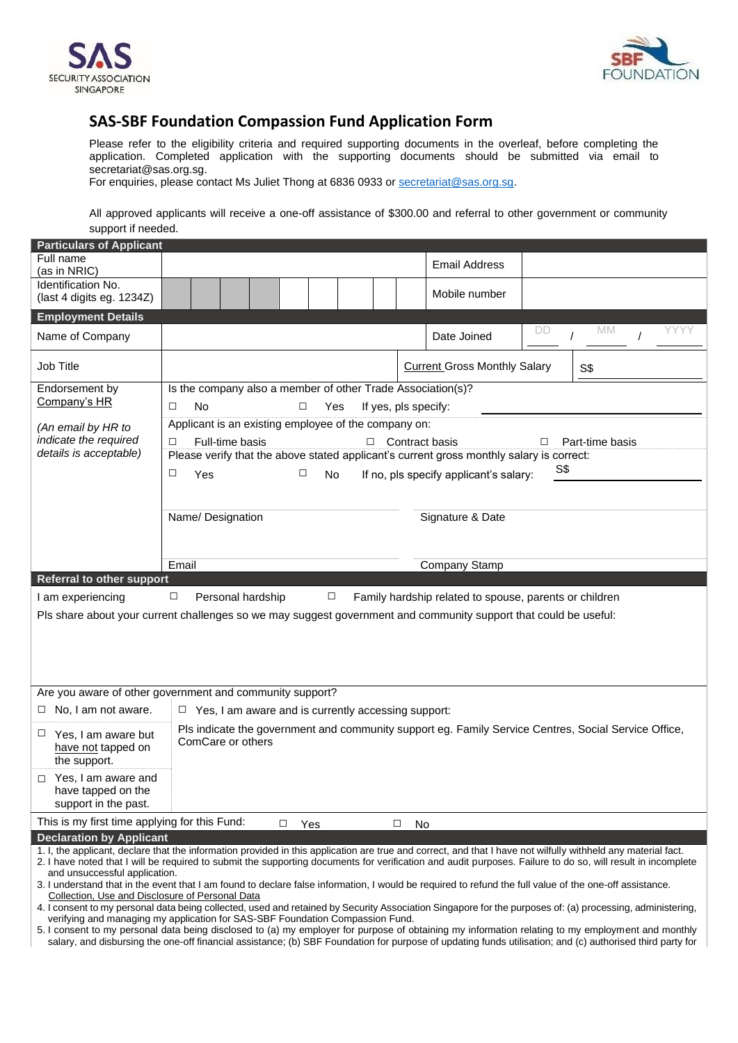SAS SECURITY ASSOCIATION SINGAPORE

SBF FOUNDATION

# SAS-SBF Foundation Compassion Fund Application Form

Please refer to the eligibility criteria and required supporting documents in the overleaf, before completing the application. Completed application with the supporting documents should be submitted via email to secretariat@sas.org.sg.
For enquiries, please contact Ms Juliet Thong at 6836 0933 or secretariat@sas.org.sg.

All approved applicants will receive a one-off assistance of $300.00 and referral to other government or community support if needed.

**Particulars of Applicant**

| | | | |
|---|---|---|---|
| Full name (as in NRIC) | | Email Address | |
| Identification No. (last 4 digits eg. 1234Z) | | Mobile number | |

**Employment Details**

| | | | |
|---|---|---|---|
| Name of Company | | Date Joined | DD / MM / YYYY |
| Job Title | | Current Gross Monthly Salary | S$ |

**Endorsement by Company's HR**

*(An email by HR to indicate the required details is acceptable)*

Is the company also a member of other Trade Association(s)?
☐ No ☐ Yes If yes, pls specify: ____________

Applicant is an existing employee of the company on:
☐ Full-time basis ☐ Contract basis ☐ Part-time basis

Please verify that the above stated applicant's current gross monthly salary is correct:
☐ Yes ☐ No If no, pls specify applicant's salary: S$ ____________

| | |
|---|---|
| Name/ Designation | Signature & Date |
| Email | Company Stamp |

**Referral to other support**

I am experiencing ☐ Personal hardship ☐ Family hardship related to spouse, parents or children

Pls share about your current challenges so we may suggest government and community support that could be useful:

Are you aware of other government and community support?

| | |
|---|---|
| ☐ No, I am not aware. | ☐ Yes, I am aware and is currently accessing support: |
| ☐ Yes, I am aware but have not tapped on the support. | Pls indicate the government and community support eg. Family Service Centres, Social Service Office, ComCare or others |
| ☐ Yes, I am aware and have tapped on the support in the past. | |

This is my first time applying for this Fund: ☐ Yes ☐ No

**Declaration by Applicant**

1. I, the applicant, declare that the information provided in this application are true and correct, and that I have not wilfully withheld any material fact.
2. I have noted that I will be required to submit the supporting documents for verification and audit purposes. Failure to do so, will result in incomplete and unsuccessful application.
3. I understand that in the event that I am found to declare false information, I would be required to refund the full value of the one-off assistance.

Collection, Use and Disclosure of Personal Data

4. I consent to my personal data being collected, used and retained by Security Association Singapore for the purposes of: (a) processing, administering, verifying and managing my application for SAS-SBF Foundation Compassion Fund.
5. I consent to my personal data being disclosed to (a) my employer for purpose of obtaining my information relating to my employment and monthly salary, and disbursing the one-off financial assistance; (b) SBF Foundation for purpose of updating funds utilisation; and (c) authorised third party for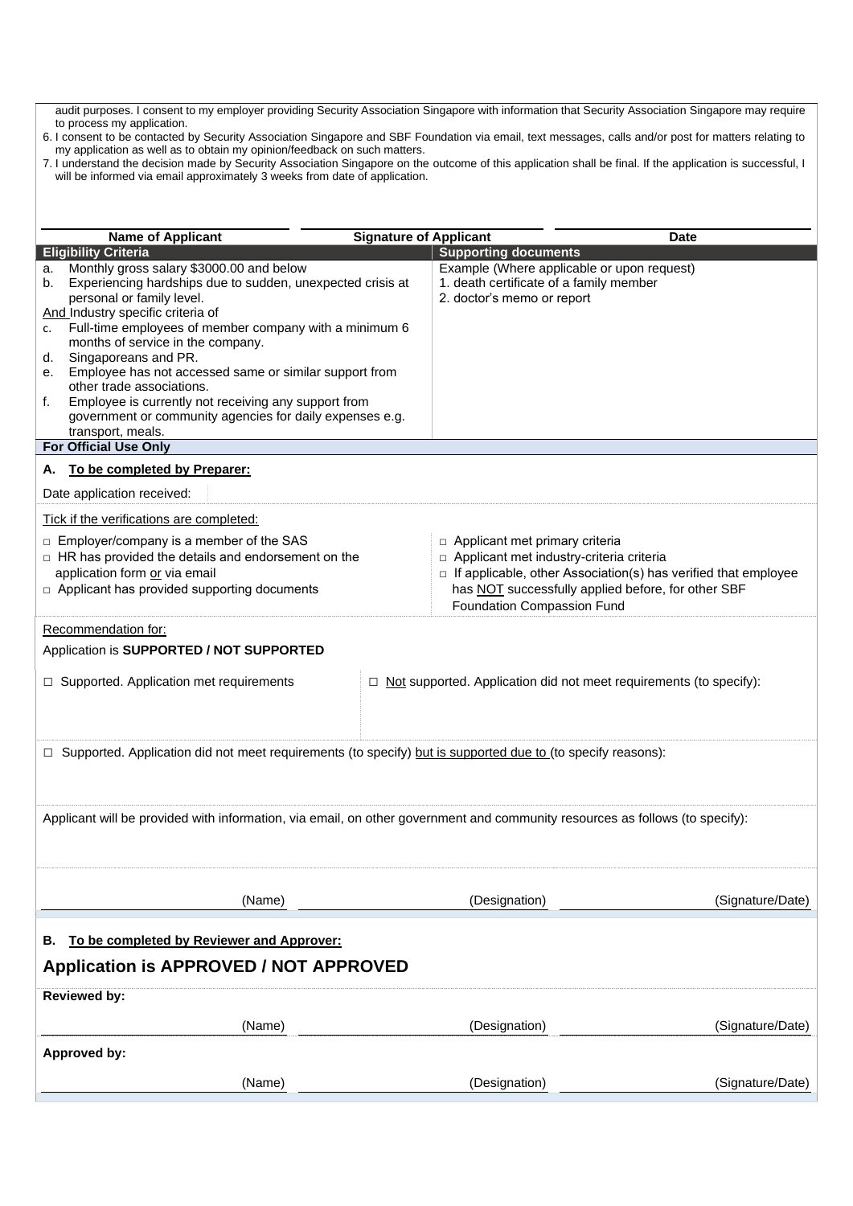audit purposes. I consent to my employer providing Security Association Singapore with information that Security Association Singapore may require to process my application.

6. I consent to be contacted by Security Association Singapore and SBF Foundation via email, text messages, calls and/or post for matters relating to my application as well as to obtain my opinion/feedback on such matters.
7. I understand the decision made by Security Association Singapore on the outcome of this application shall be final. If the application is successful, I will be informed via email approximately 3 weeks from date of application.

| Name of Applicant | Signature of Applicant | Date |
|---|---|---|
| | | |

| Eligibility Criteria | Supporting documents |
|---|---|
| a. Monthly gross salary $3000.00 and below<br>b. Experiencing hardships due to sudden, unexpected crisis at personal or family level.<br>And Industry specific criteria of<br>c. Full-time employees of member company with a minimum 6 months of service in the company.<br>d. Singaporeans and PR.<br>e. Employee has not accessed same or similar support from other trade associations.<br>f. Employee is currently not receiving any support from government or community agencies for daily expenses e.g. transport, meals. | Example (Where applicable or upon request)<br>1. death certificate of a family member<br>2. doctor's memo or report |

**For Official Use Only**

**A. To be completed by Preparer:**

Date application received:

Tick if the verifications are completed:

- □ Employer/company is a member of the SAS
- □ HR has provided the details and endorsement on the application form or via email
- □ Applicant has provided supporting documents
- □ Applicant met primary criteria
- □ Applicant met industry-criteria criteria
- □ If applicable, other Association(s) has verified that employee has NOT successfully applied before, for other SBF Foundation Compassion Fund

Recommendation for:

Application is **SUPPORTED / NOT SUPPORTED**

□ Supported. Application met requirements

□ Not supported. Application did not meet requirements (to specify):

□ Supported. Application did not meet requirements (to specify) but is supported due to (to specify reasons):

Applicant will be provided with information, via email, on other government and community resources as follows (to specify):

| (Name) | (Designation) | (Signature/Date) |
|---|---|---|

**B. To be completed by Reviewer and Approver:**

## Application is APPROVED / NOT APPROVED

**Reviewed by:**

| (Name) | (Designation) | (Signature/Date) |
|---|---|---|

**Approved by:**

| (Name) | (Designation) | (Signature/Date) |
|---|---|---|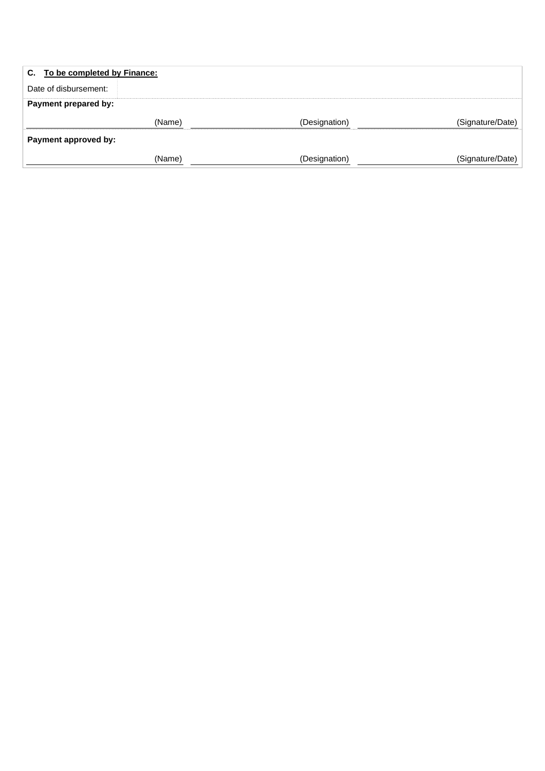**C. <u>To be completed by Finance:</u>**

Date of disbursement:

**Payment prepared by:**

| | | |
|---|---|---|
| (Name) | (Designation) | (Signature/Date) |

**Payment approved by:**

| | | |
|---|---|---|
| (Name) | (Designation) | (Signature/Date) |